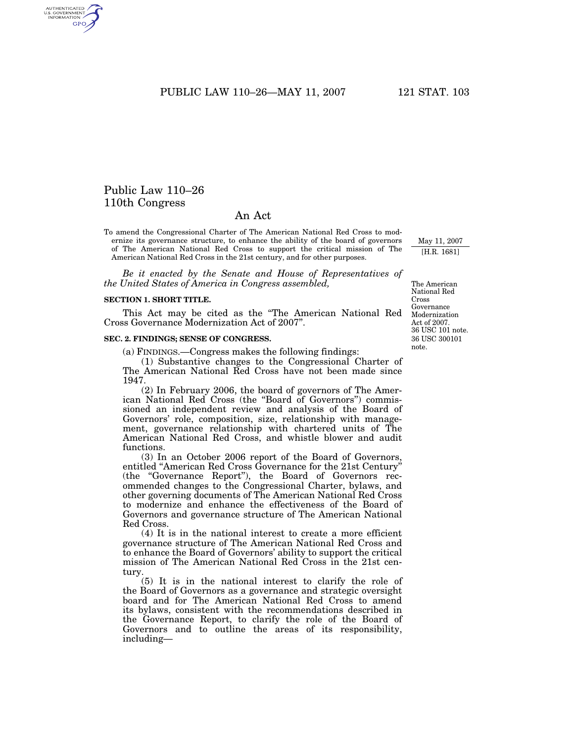# Public Law 110–26
# 110th Congress

## An Act

To amend the Congressional Charter of The American National Red Cross to modernize its governance structure, to enhance the ability of the board of governors of The American National Red Cross to support the critical mission of The American National Red Cross in the 21st century, and for other purposes.

May 11, 2007
[H.R. 1681]

*Be it enacted by the Senate and House of Representatives of the United States of America in Congress assembled,*

The American National Red Cross Governance Modernization Act of 2007.
36 USC 101 note.

**SECTION 1. SHORT TITLE.**

This Act may be cited as the "The American National Red Cross Governance Modernization Act of 2007".

36 USC 300101 note.

**SEC. 2. FINDINGS; SENSE OF CONGRESS.**

(a) FINDINGS.—Congress makes the following findings:

(1) Substantive changes to the Congressional Charter of The American National Red Cross have not been made since 1947.

(2) In February 2006, the board of governors of The American National Red Cross (the "Board of Governors") commissioned an independent review and analysis of the Board of Governors' role, composition, size, relationship with management, governance relationship with chartered units of The American National Red Cross, and whistle blower and audit functions.

(3) In an October 2006 report of the Board of Governors, entitled "American Red Cross Governance for the 21st Century" (the "Governance Report"), the Board of Governors recommended changes to the Congressional Charter, bylaws, and other governing documents of The American National Red Cross to modernize and enhance the effectiveness of the Board of Governors and governance structure of The American National Red Cross.

(4) It is in the national interest to create a more efficient governance structure of The American National Red Cross and to enhance the Board of Governors' ability to support the critical mission of The American National Red Cross in the 21st century.

(5) It is in the national interest to clarify the role of the Board of Governors as a governance and strategic oversight board and for The American National Red Cross to amend its bylaws, consistent with the recommendations described in the Governance Report, to clarify the role of the Board of Governors and to outline the areas of its responsibility, including—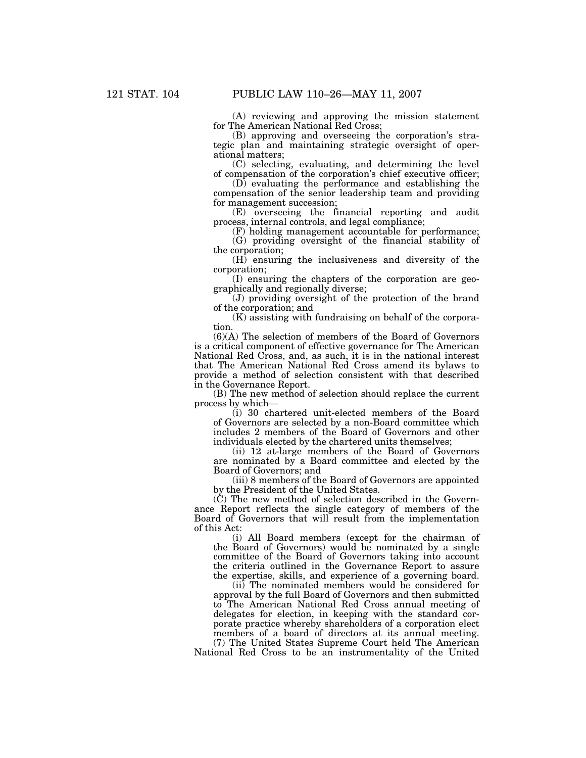(A) reviewing and approving the mission statement for The American National Red Cross;

(B) approving and overseeing the corporation's strategic plan and maintaining strategic oversight of operational matters;

(C) selecting, evaluating, and determining the level of compensation of the corporation's chief executive officer;

(D) evaluating the performance and establishing the compensation of the senior leadership team and providing for management succession;

(E) overseeing the financial reporting and audit process, internal controls, and legal compliance;

(F) holding management accountable for performance;

(G) providing oversight of the financial stability of the corporation;

(H) ensuring the inclusiveness and diversity of the corporation;

(I) ensuring the chapters of the corporation are geographically and regionally diverse;

(J) providing oversight of the protection of the brand of the corporation; and

(K) assisting with fundraising on behalf of the corporation.

(6)(A) The selection of members of the Board of Governors is a critical component of effective governance for The American National Red Cross, and, as such, it is in the national interest that The American National Red Cross amend its bylaws to provide a method of selection consistent with that described in the Governance Report.

(B) The new method of selection should replace the current process by which—

(i) 30 chartered unit-elected members of the Board of Governors are selected by a non-Board committee which includes 2 members of the Board of Governors and other individuals elected by the chartered units themselves;

(ii) 12 at-large members of the Board of Governors are nominated by a Board committee and elected by the Board of Governors; and

(iii) 8 members of the Board of Governors are appointed by the President of the United States.

(C) The new method of selection described in the Governance Report reflects the single category of members of the Board of Governors that will result from the implementation of this Act:

(i) All Board members (except for the chairman of the Board of Governors) would be nominated by a single committee of the Board of Governors taking into account the criteria outlined in the Governance Report to assure the expertise, skills, and experience of a governing board.

(ii) The nominated members would be considered for approval by the full Board of Governors and then submitted to The American National Red Cross annual meeting of delegates for election, in keeping with the standard corporate practice whereby shareholders of a corporation elect members of a board of directors at its annual meeting.

(7) The United States Supreme Court held The American National Red Cross to be an instrumentality of the United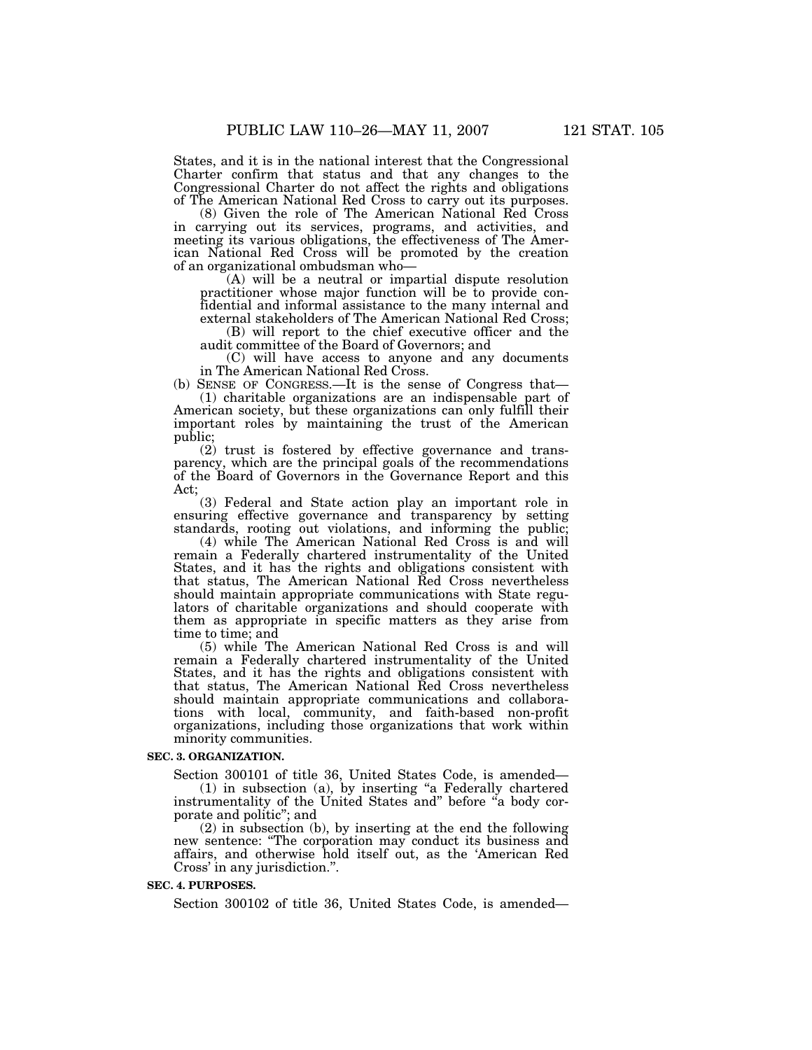States, and it is in the national interest that the Congressional Charter confirm that status and that any changes to the Congressional Charter do not affect the rights and obligations of The American National Red Cross to carry out its purposes.

(8) Given the role of The American National Red Cross in carrying out its services, programs, and activities, and meeting its various obligations, the effectiveness of The American National Red Cross will be promoted by the creation of an organizational ombudsman who—

(A) will be a neutral or impartial dispute resolution practitioner whose major function will be to provide confidential and informal assistance to the many internal and external stakeholders of The American National Red Cross;

(B) will report to the chief executive officer and the audit committee of the Board of Governors; and

(C) will have access to anyone and any documents in The American National Red Cross.

(b) SENSE OF CONGRESS.—It is the sense of Congress that—

(1) charitable organizations are an indispensable part of American society, but these organizations can only fulfill their important roles by maintaining the trust of the American public;

(2) trust is fostered by effective governance and transparency, which are the principal goals of the recommendations of the Board of Governors in the Governance Report and this Act;

(3) Federal and State action play an important role in ensuring effective governance and transparency by setting standards, rooting out violations, and informing the public;

(4) while The American National Red Cross is and will remain a Federally chartered instrumentality of the United States, and it has the rights and obligations consistent with that status, The American National Red Cross nevertheless should maintain appropriate communications with State regulators of charitable organizations and should cooperate with them as appropriate in specific matters as they arise from time to time; and

(5) while The American National Red Cross is and will remain a Federally chartered instrumentality of the United States, and it has the rights and obligations consistent with that status, The American National Red Cross nevertheless should maintain appropriate communications and collaborations with local, community, and faith-based non-profit organizations, including those organizations that work within minority communities.

**SEC. 3. ORGANIZATION.**

Section 300101 of title 36, United States Code, is amended—

(1) in subsection (a), by inserting "a Federally chartered instrumentality of the United States and" before "a body corporate and politic"; and

(2) in subsection (b), by inserting at the end the following new sentence: "The corporation may conduct its business and affairs, and otherwise hold itself out, as the 'American Red Cross' in any jurisdiction.".

**SEC. 4. PURPOSES.**

Section 300102 of title 36, United States Code, is amended—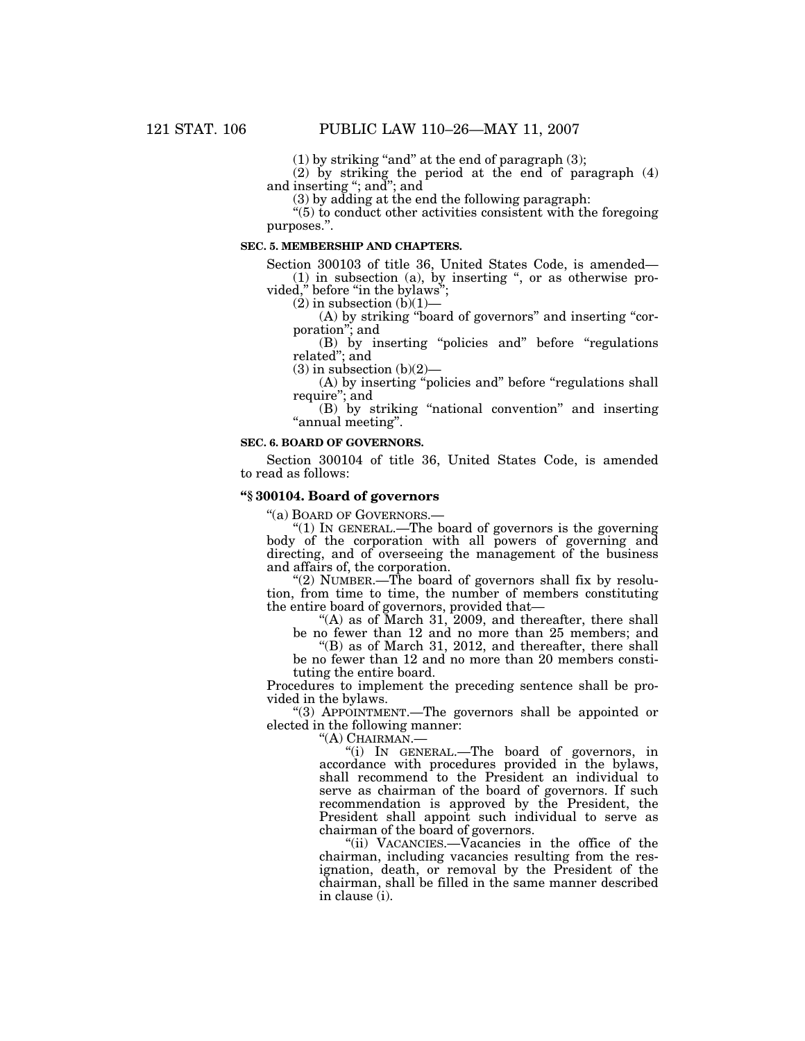(1) by striking "and" at the end of paragraph (3);

(2) by striking the period at the end of paragraph (4) and inserting "; and"; and

(3) by adding at the end the following paragraph:

"(5) to conduct other activities consistent with the foregoing purposes.".

**SEC. 5. MEMBERSHIP AND CHAPTERS.**

Section 300103 of title 36, United States Code, is amended—

(1) in subsection (a), by inserting ", or as otherwise provided," before "in the bylaws";

(2) in subsection (b)(1)—

(A) by striking "board of governors" and inserting "corporation"; and

(B) by inserting "policies and" before "regulations related"; and

(3) in subsection (b)(2)—

(A) by inserting "policies and" before "regulations shall require"; and

(B) by striking "national convention" and inserting "annual meeting".

**SEC. 6. BOARD OF GOVERNORS.**

Section 300104 of title 36, United States Code, is amended to read as follows:

### "§ 300104. Board of governors

"(a) BOARD OF GOVERNORS.—

"(1) IN GENERAL.—The board of governors is the governing body of the corporation with all powers of governing and directing, and of overseeing the management of the business and affairs of, the corporation.

"(2) NUMBER.—The board of governors shall fix by resolution, from time to time, the number of members constituting the entire board of governors, provided that—

"(A) as of March 31, 2009, and thereafter, there shall be no fewer than 12 and no more than 25 members; and

"(B) as of March 31, 2012, and thereafter, there shall be no fewer than 12 and no more than 20 members constituting the entire board.

Procedures to implement the preceding sentence shall be provided in the bylaws.

"(3) APPOINTMENT.—The governors shall be appointed or elected in the following manner:

"(A) CHAIRMAN.—

"(i) IN GENERAL.—The board of governors, in accordance with procedures provided in the bylaws, shall recommend to the President an individual to serve as chairman of the board of governors. If such recommendation is approved by the President, the President shall appoint such individual to serve as chairman of the board of governors.

"(ii) VACANCIES.—Vacancies in the office of the chairman, including vacancies resulting from the resignation, death, or removal by the President of the chairman, shall be filled in the same manner described in clause (i).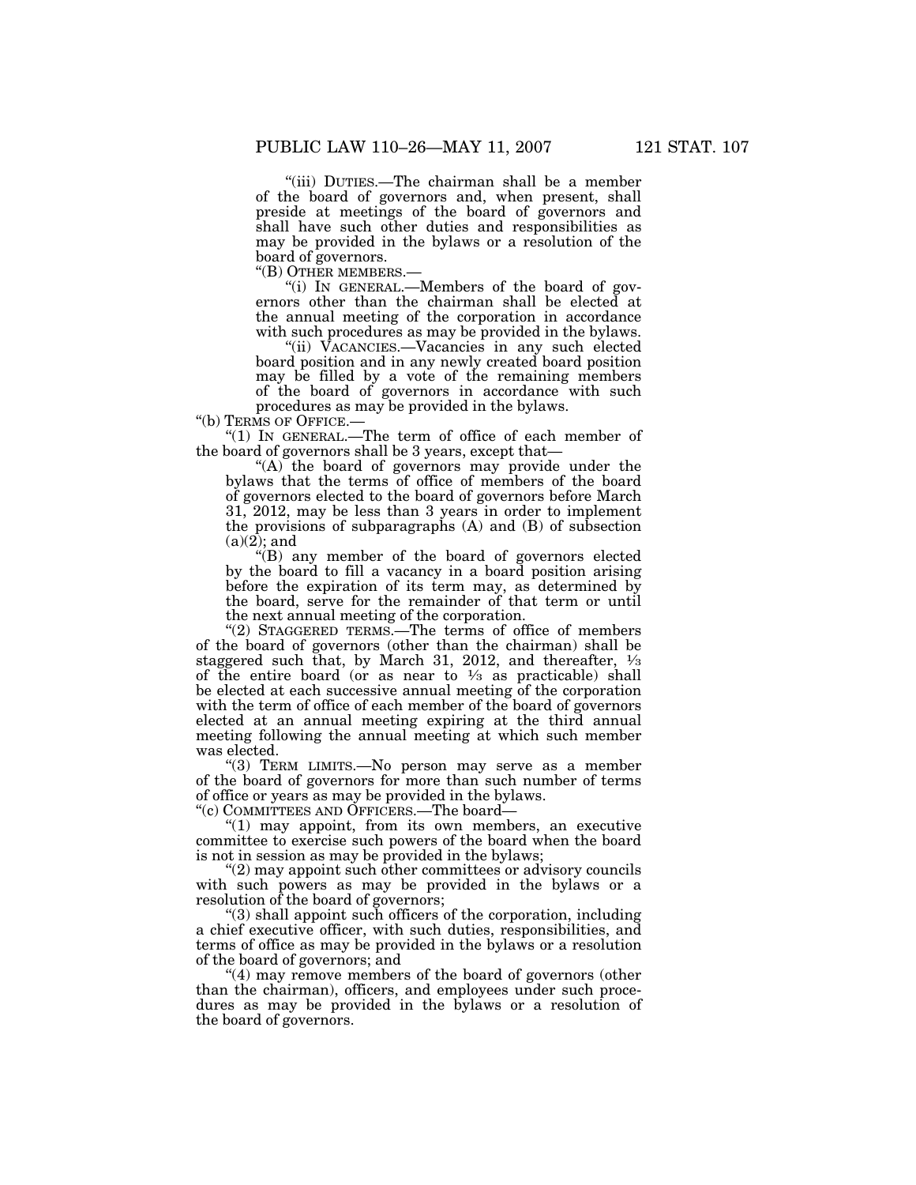"(iii) DUTIES.—The chairman shall be a member of the board of governors and, when present, shall preside at meetings of the board of governors and shall have such other duties and responsibilities as may be provided in the bylaws or a resolution of the board of governors.

"(B) OTHER MEMBERS.—

"(i) IN GENERAL.—Members of the board of governors other than the chairman shall be elected at the annual meeting of the corporation in accordance with such procedures as may be provided in the bylaws.

"(ii) VACANCIES.—Vacancies in any such elected board position and in any newly created board position may be filled by a vote of the remaining members of the board of governors in accordance with such procedures as may be provided in the bylaws.

"(b) TERMS OF OFFICE.—

"(1) IN GENERAL.—The term of office of each member of the board of governors shall be 3 years, except that—

"(A) the board of governors may provide under the bylaws that the terms of office of members of the board of governors elected to the board of governors before March 31, 2012, may be less than 3 years in order to implement the provisions of subparagraphs (A) and (B) of subsection (a)(2); and

"(B) any member of the board of governors elected by the board to fill a vacancy in a board position arising before the expiration of its term may, as determined by the board, serve for the remainder of that term or until the next annual meeting of the corporation.

"(2) STAGGERED TERMS.—The terms of office of members of the board of governors (other than the chairman) shall be staggered such that, by March 31, 2012, and thereafter, ⅓ of the entire board (or as near to ⅓ as practicable) shall be elected at each successive annual meeting of the corporation with the term of office of each member of the board of governors elected at an annual meeting expiring at the third annual meeting following the annual meeting at which such member was elected.

"(3) TERM LIMITS.—No person may serve as a member of the board of governors for more than such number of terms of office or years as may be provided in the bylaws.

"(c) COMMITTEES AND OFFICERS.—The board—

"(1) may appoint, from its own members, an executive committee to exercise such powers of the board when the board is not in session as may be provided in the bylaws;

"(2) may appoint such other committees or advisory councils with such powers as may be provided in the bylaws or a resolution of the board of governors;

"(3) shall appoint such officers of the corporation, including a chief executive officer, with such duties, responsibilities, and terms of office as may be provided in the bylaws or a resolution of the board of governors; and

"(4) may remove members of the board of governors (other than the chairman), officers, and employees under such procedures as may be provided in the bylaws or a resolution of the board of governors.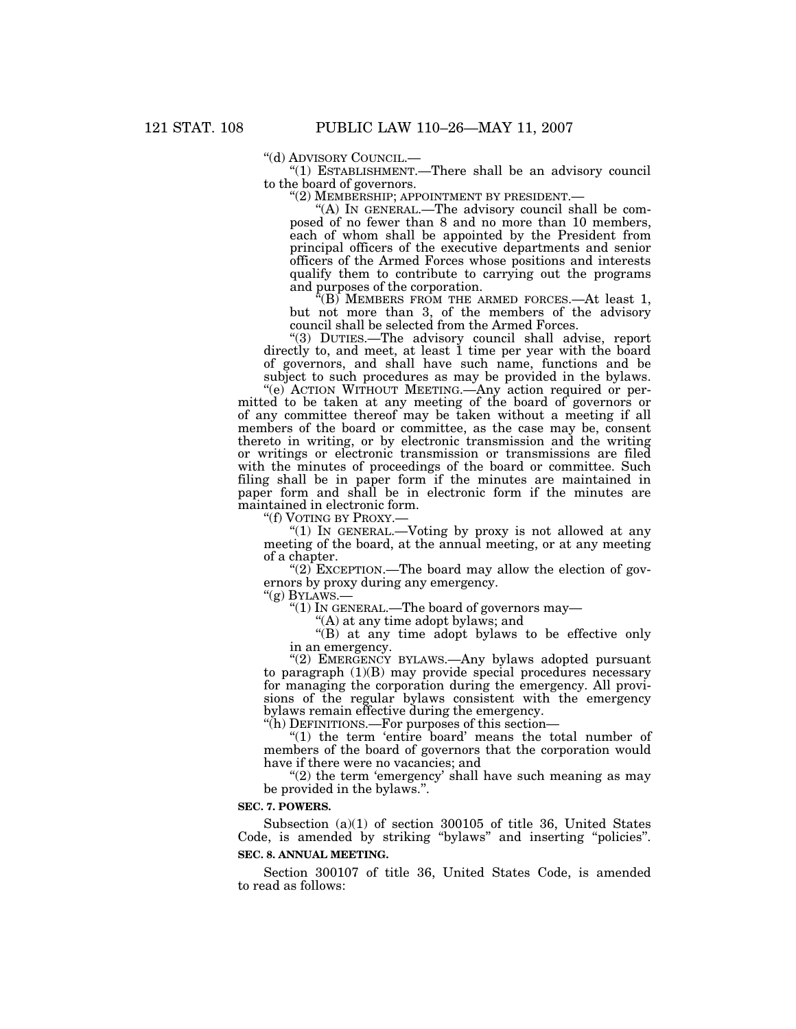"(d) ADVISORY COUNCIL.—

"(1) ESTABLISHMENT.—There shall be an advisory council to the board of governors.

"(2) MEMBERSHIP; APPOINTMENT BY PRESIDENT.—

"(A) IN GENERAL.—The advisory council shall be composed of no fewer than 8 and no more than 10 members, each of whom shall be appointed by the President from principal officers of the executive departments and senior officers of the Armed Forces whose positions and interests qualify them to contribute to carrying out the programs and purposes of the corporation.

"(B) MEMBERS FROM THE ARMED FORCES.—At least 1, but not more than 3, of the members of the advisory council shall be selected from the Armed Forces.

"(3) DUTIES.—The advisory council shall advise, report directly to, and meet, at least 1 time per year with the board of governors, and shall have such name, functions and be subject to such procedures as may be provided in the bylaws.

"(e) ACTION WITHOUT MEETING.—Any action required or permitted to be taken at any meeting of the board of governors or of any committee thereof may be taken without a meeting if all members of the board or committee, as the case may be, consent thereto in writing, or by electronic transmission and the writing or writings or electronic transmission or transmissions are filed with the minutes of proceedings of the board or committee. Such filing shall be in paper form if the minutes are maintained in paper form and shall be in electronic form if the minutes are maintained in electronic form.

"(f) VOTING BY PROXY.—

"(1) IN GENERAL.—Voting by proxy is not allowed at any meeting of the board, at the annual meeting, or at any meeting of a chapter.

"(2) EXCEPTION.—The board may allow the election of governors by proxy during any emergency.

"(g) BYLAWS.—

"(1) IN GENERAL.—The board of governors may—

"(A) at any time adopt bylaws; and

"(B) at any time adopt bylaws to be effective only in an emergency.

"(2) EMERGENCY BYLAWS.—Any bylaws adopted pursuant to paragraph (1)(B) may provide special procedures necessary for managing the corporation during the emergency. All provisions of the regular bylaws consistent with the emergency bylaws remain effective during the emergency.

"(h) DEFINITIONS.—For purposes of this section—

"(1) the term 'entire board' means the total number of members of the board of governors that the corporation would have if there were no vacancies; and

"(2) the term 'emergency' shall have such meaning as may be provided in the bylaws.".

**SEC. 7. POWERS.**

Subsection (a)(1) of section 300105 of title 36, United States Code, is amended by striking "bylaws" and inserting "policies".

**SEC. 8. ANNUAL MEETING.**

Section 300107 of title 36, United States Code, is amended to read as follows: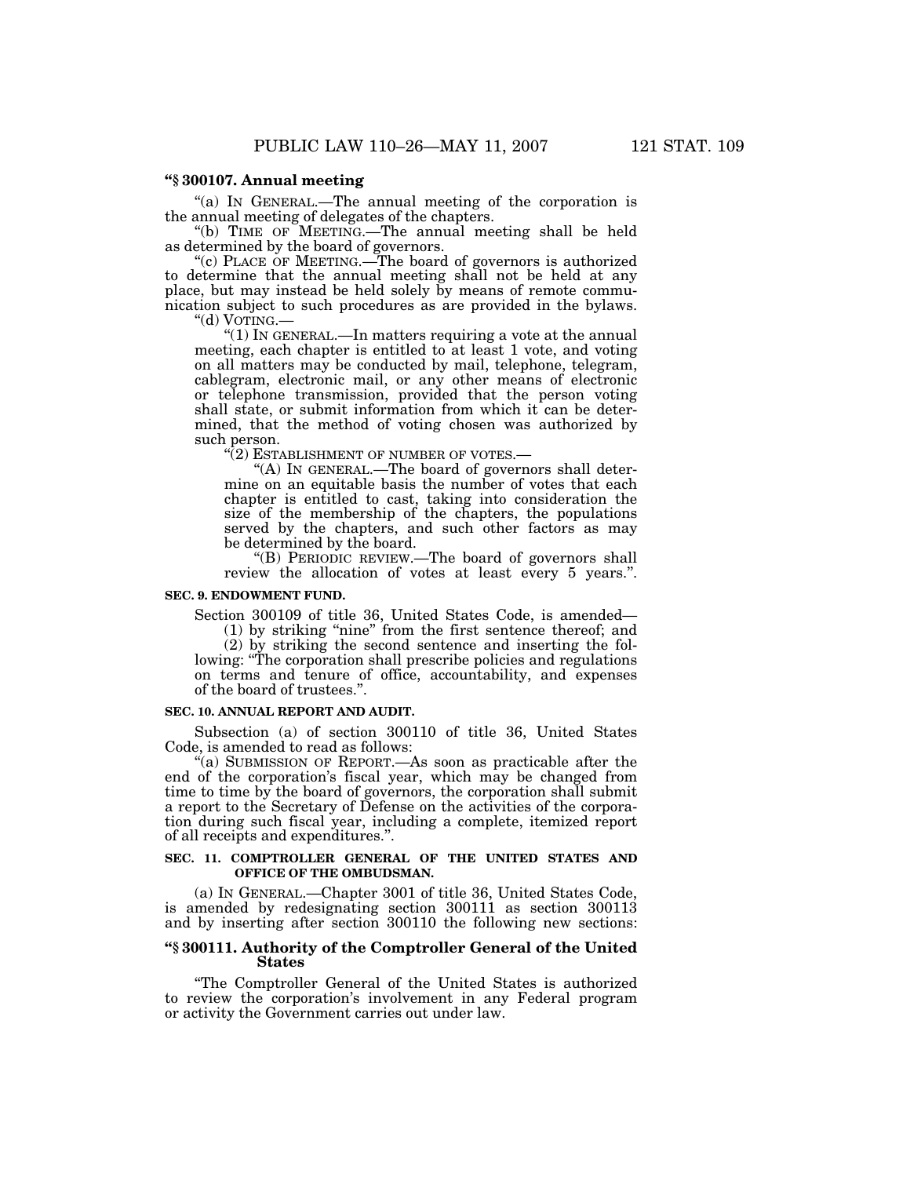**"§ 300107. Annual meeting**

"(a) IN GENERAL.—The annual meeting of the corporation is the annual meeting of delegates of the chapters.

"(b) TIME OF MEETING.—The annual meeting shall be held as determined by the board of governors.

"(c) PLACE OF MEETING.—The board of governors is authorized to determine that the annual meeting shall not be held at any place, but may instead be held solely by means of remote communication subject to such procedures as are provided in the bylaws.

"(d) VOTING.—

"(1) IN GENERAL.—In matters requiring a vote at the annual meeting, each chapter is entitled to at least 1 vote, and voting on all matters may be conducted by mail, telephone, telegram, cablegram, electronic mail, or any other means of electronic or telephone transmission, provided that the person voting shall state, or submit information from which it can be determined, that the method of voting chosen was authorized by such person.

"(2) ESTABLISHMENT OF NUMBER OF VOTES.—

"(A) IN GENERAL.—The board of governors shall determine on an equitable basis the number of votes that each chapter is entitled to cast, taking into consideration the size of the membership of the chapters, the populations served by the chapters, and such other factors as may be determined by the board.

"(B) PERIODIC REVIEW.—The board of governors shall review the allocation of votes at least every 5 years.".

**SEC. 9. ENDOWMENT FUND.**

Section 300109 of title 36, United States Code, is amended—

(1) by striking "nine" from the first sentence thereof; and

(2) by striking the second sentence and inserting the following: "The corporation shall prescribe policies and regulations on terms and tenure of office, accountability, and expenses of the board of trustees.".

**SEC. 10. ANNUAL REPORT AND AUDIT.**

Subsection (a) of section 300110 of title 36, United States Code, is amended to read as follows:

"(a) SUBMISSION OF REPORT.—As soon as practicable after the end of the corporation's fiscal year, which may be changed from time to time by the board of governors, the corporation shall submit a report to the Secretary of Defense on the activities of the corporation during such fiscal year, including a complete, itemized report of all receipts and expenditures.".

**SEC. 11. COMPTROLLER GENERAL OF THE UNITED STATES AND OFFICE OF THE OMBUDSMAN.**

(a) IN GENERAL.—Chapter 3001 of title 36, United States Code, is amended by redesignating section 300111 as section 300113 and by inserting after section 300110 the following new sections:

**"§ 300111. Authority of the Comptroller General of the United States**

"The Comptroller General of the United States is authorized to review the corporation's involvement in any Federal program or activity the Government carries out under law.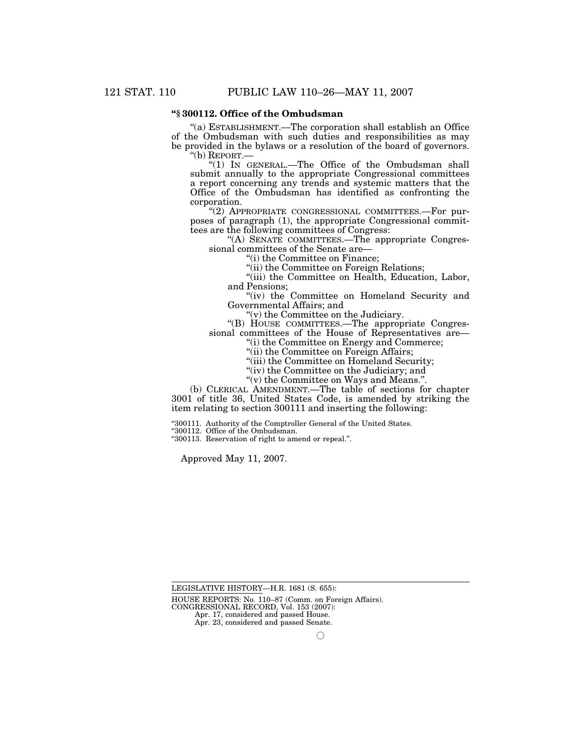**"§ 300112. Office of the Ombudsman**

"(a) ESTABLISHMENT.—The corporation shall establish an Office of the Ombudsman with such duties and responsibilities as may be provided in the bylaws or a resolution of the board of governors.

"(b) REPORT.—

"(1) IN GENERAL.—The Office of the Ombudsman shall submit annually to the appropriate Congressional committees a report concerning any trends and systemic matters that the Office of the Ombudsman has identified as confronting the corporation.

"(2) APPROPRIATE CONGRESSIONAL COMMITTEES.—For purposes of paragraph (1), the appropriate Congressional committees are the following committees of Congress:

"(A) SENATE COMMITTEES.—The appropriate Congressional committees of the Senate are—

"(i) the Committee on Finance;

"(ii) the Committee on Foreign Relations;

"(iii) the Committee on Health, Education, Labor, and Pensions;

"(iv) the Committee on Homeland Security and Governmental Affairs; and

"(v) the Committee on the Judiciary.

"(B) HOUSE COMMITTEES.—The appropriate Congressional committees of the House of Representatives are—

"(i) the Committee on Energy and Commerce;

"(ii) the Committee on Foreign Affairs;

"(iii) the Committee on Homeland Security;

"(iv) the Committee on the Judiciary; and

"(v) the Committee on Ways and Means.".

(b) CLERICAL AMENDMENT.—The table of sections for chapter 3001 of title 36, United States Code, is amended by striking the item relating to section 300111 and inserting the following:

"300111. Authority of the Comptroller General of the United States.
"300112. Office of the Ombudsman.
"300113. Reservation of right to amend or repeal.".

Approved May 11, 2007.

---

LEGISLATIVE HISTORY—H.R. 1681 (S. 655):

HOUSE REPORTS: No. 110–87 (Comm. on Foreign Affairs).
CONGRESSIONAL RECORD, Vol. 153 (2007):
Apr. 17, considered and passed House.
Apr. 23, considered and passed Senate.